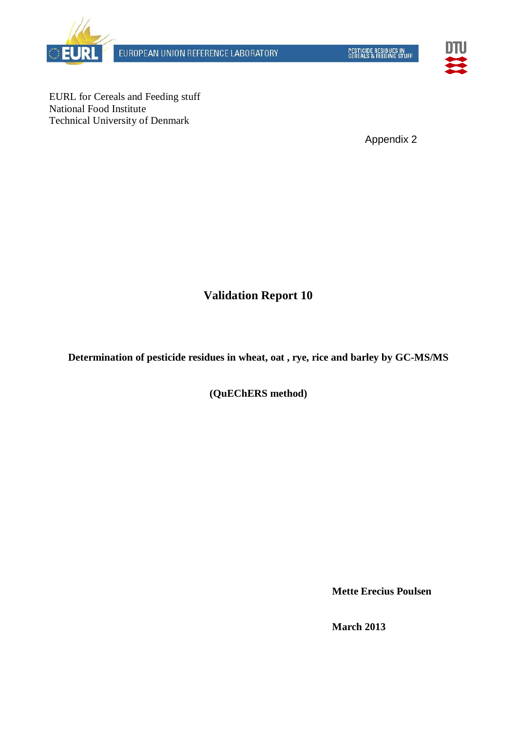EUROPEAN UNION REFERENCE LABORATORY

PESTICIDE RESIDUES IN CEREALS & FEEDING STUFF

EURL for Cereals and Feeding stuff
National Food Institute
Technical University of Denmark

Appendix 2

# Validation Report 10

**Determination of pesticide residues in wheat, oat , rye, rice and barley by GC-MS/MS**

**(QuEChERS method)**

**Mette Erecius Poulsen**

**March 2013**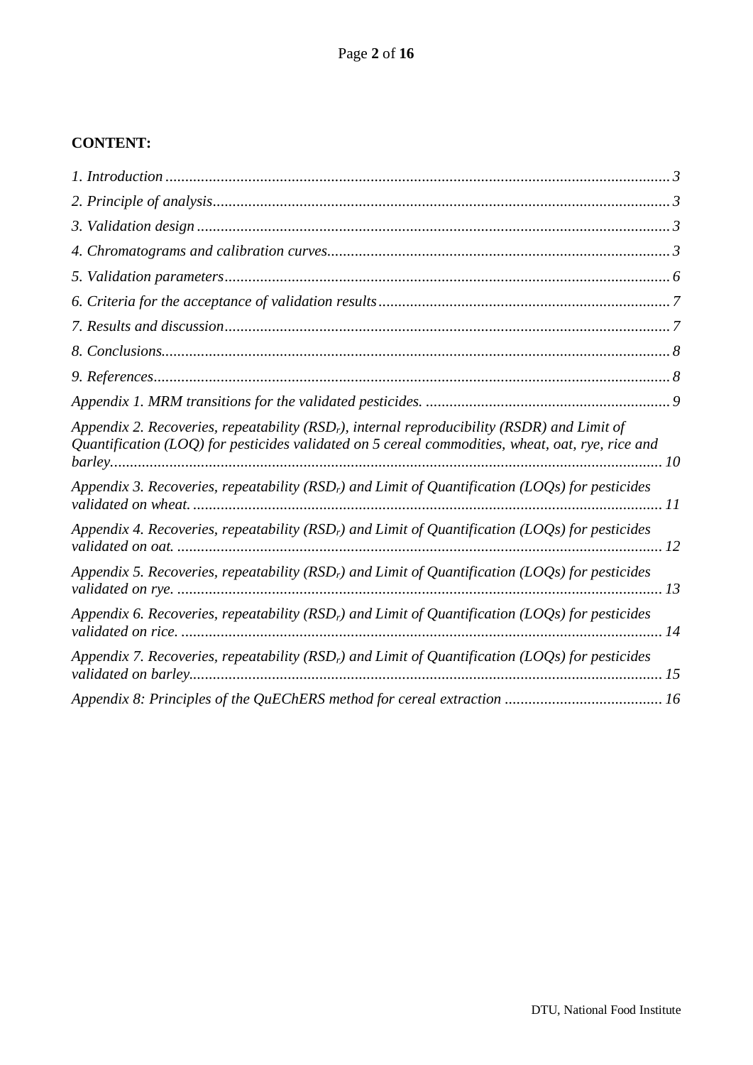**CONTENT:**

*1. Introduction ..... 3*

*2. Principle of analysis ..... 3*

*3. Validation design ..... 3*

*4. Chromatograms and calibration curves ..... 3*

*5. Validation parameters ..... 6*

*6. Criteria for the acceptance of validation results ..... 7*

*7. Results and discussion ..... 7*

*8. Conclusions ..... 8*

*9. References ..... 8*

*Appendix 1. MRM transitions for the validated pesticides. ..... 9*

*Appendix 2. Recoveries, repeatability ($RSD_r$), internal reproducibility (RSDR) and Limit of Quantification (LOQ) for pesticides validated on 5 cereal commodities, wheat, oat, rye, rice and barley ..... 10*

*Appendix 3. Recoveries, repeatability ($RSD_r$) and Limit of Quantification (LOQs) for pesticides validated on wheat. ..... 11*

*Appendix 4. Recoveries, repeatability ($RSD_r$) and Limit of Quantification (LOQs) for pesticides validated on oat. ..... 12*

*Appendix 5. Recoveries, repeatability ($RSD_r$) and Limit of Quantification (LOQs) for pesticides validated on rye. ..... 13*

*Appendix 6. Recoveries, repeatability ($RSD_r$) and Limit of Quantification (LOQs) for pesticides validated on rice. ..... 14*

*Appendix 7. Recoveries, repeatability ($RSD_r$) and Limit of Quantification (LOQs) for pesticides validated on barley ..... 15*

*Appendix 8: Principles of the QuEChERS method for cereal extraction ..... 16*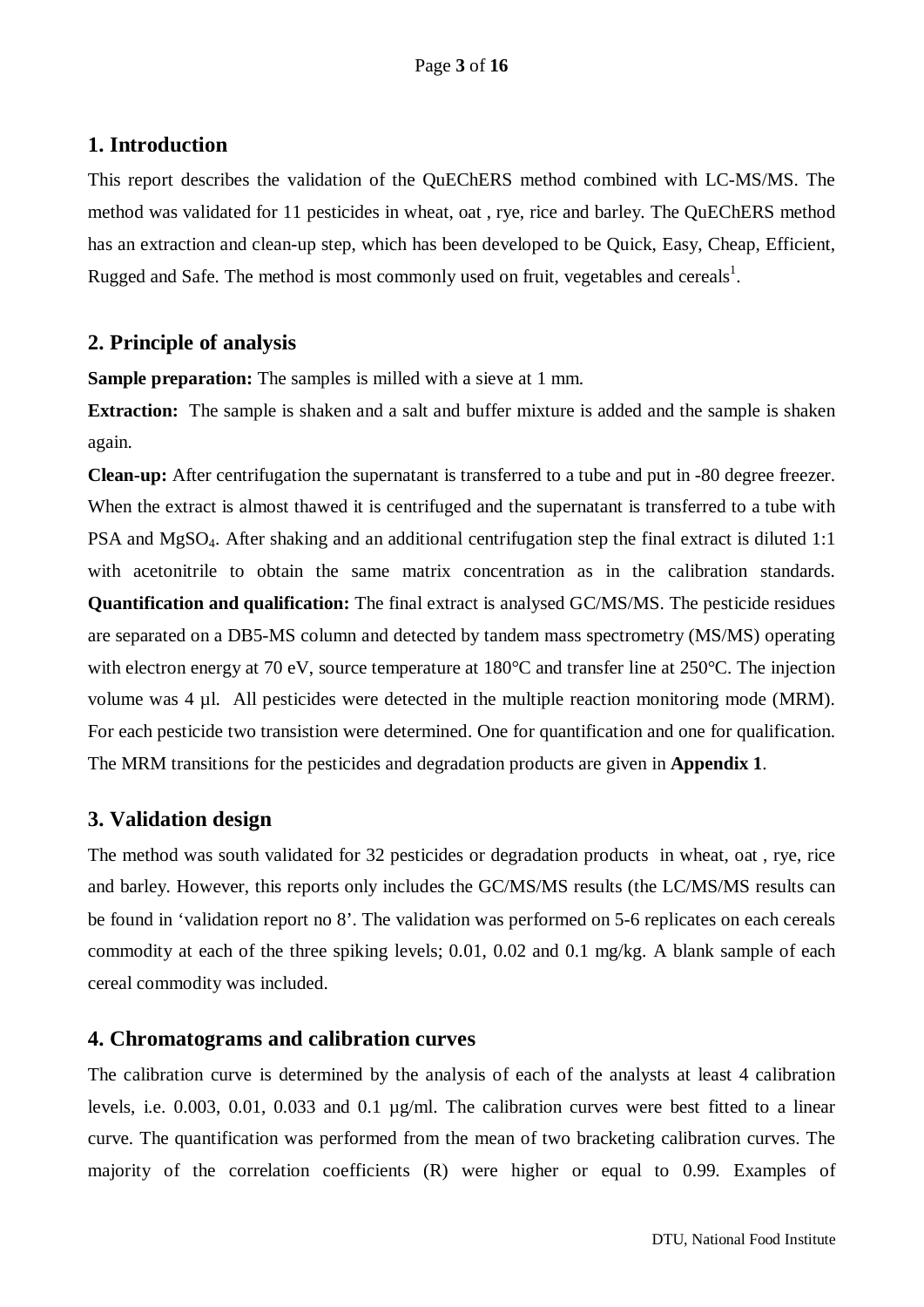## 1. Introduction

This report describes the validation of the QuEChERS method combined with LC-MS/MS. The method was validated for 11 pesticides in wheat, oat , rye, rice and barley. The QuEChERS method has an extraction and clean-up step, which has been developed to be Quick, Easy, Cheap, Efficient, Rugged and Safe. The method is most commonly used on fruit, vegetables and cereals[1].

## 2. Principle of analysis

**Sample preparation:** The samples is milled with a sieve at 1 mm.

**Extraction:** The sample is shaken and a salt and buffer mixture is added and the sample is shaken again.

**Clean-up:** After centrifugation the supernatant is transferred to a tube and put in -80 degree freezer. When the extract is almost thawed it is centrifuged and the supernatant is transferred to a tube with PSA and $MgSO_4$. After shaking and an additional centrifugation step the final extract is diluted 1:1 with acetonitrile to obtain the same matrix concentration as in the calibration standards.

**Quantification and qualification:** The final extract is analysed GC/MS/MS. The pesticide residues are separated on a DB5-MS column and detected by tandem mass spectrometry (MS/MS) operating with electron energy at 70 eV, source temperature at 180°C and transfer line at 250°C. The injection volume was 4 µl. All pesticides were detected in the multiple reaction monitoring mode (MRM). For each pesticide two transistion were determined. One for quantification and one for qualification. The MRM transitions for the pesticides and degradation products are given in **Appendix 1**.

## 3. Validation design

The method was south validated for 32 pesticides or degradation products in wheat, oat , rye, rice and barley. However, this reports only includes the GC/MS/MS results (the LC/MS/MS results can be found in 'validation report no 8'. The validation was performed on 5-6 replicates on each cereals commodity at each of the three spiking levels; 0.01, 0.02 and 0.1 mg/kg. A blank sample of each cereal commodity was included.

## 4. Chromatograms and calibration curves

The calibration curve is determined by the analysis of each of the analysts at least 4 calibration levels, i.e. 0.003, 0.01, 0.033 and 0.1 µg/ml. The calibration curves were best fitted to a linear curve. The quantification was performed from the mean of two bracketing calibration curves. The majority of the correlation coefficients (R) were higher or equal to 0.99. Examples of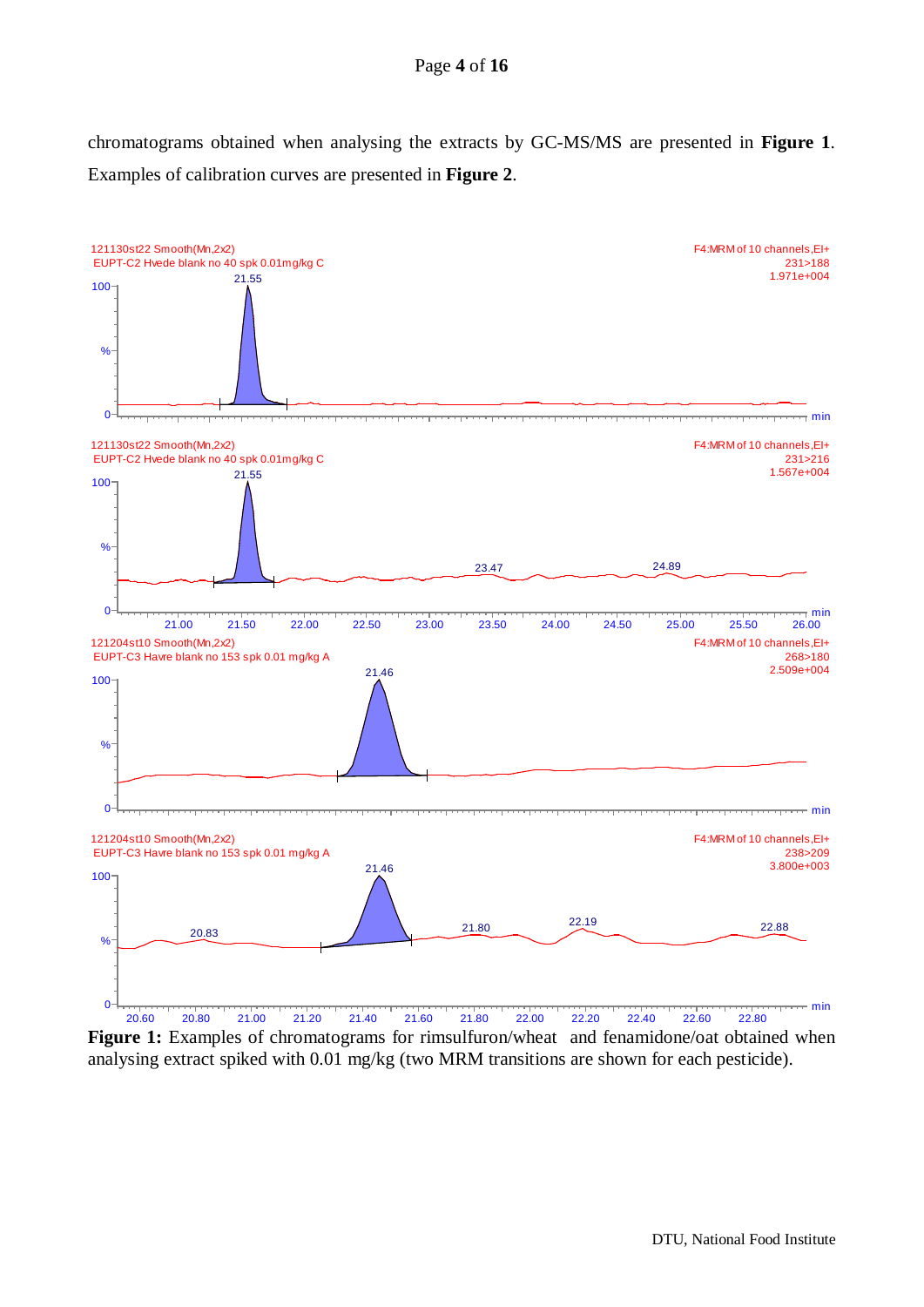chromatograms obtained when analysing the extracts by GC-MS/MS are presented in **Figure 1**. Examples of calibration curves are presented in **Figure 2**.

**Figure 1:** Examples of chromatograms for rimsulfuron/wheat and fenamidone/oat obtained when analysing extract spiked with 0.01 mg/kg (two MRM transitions are shown for each pesticide).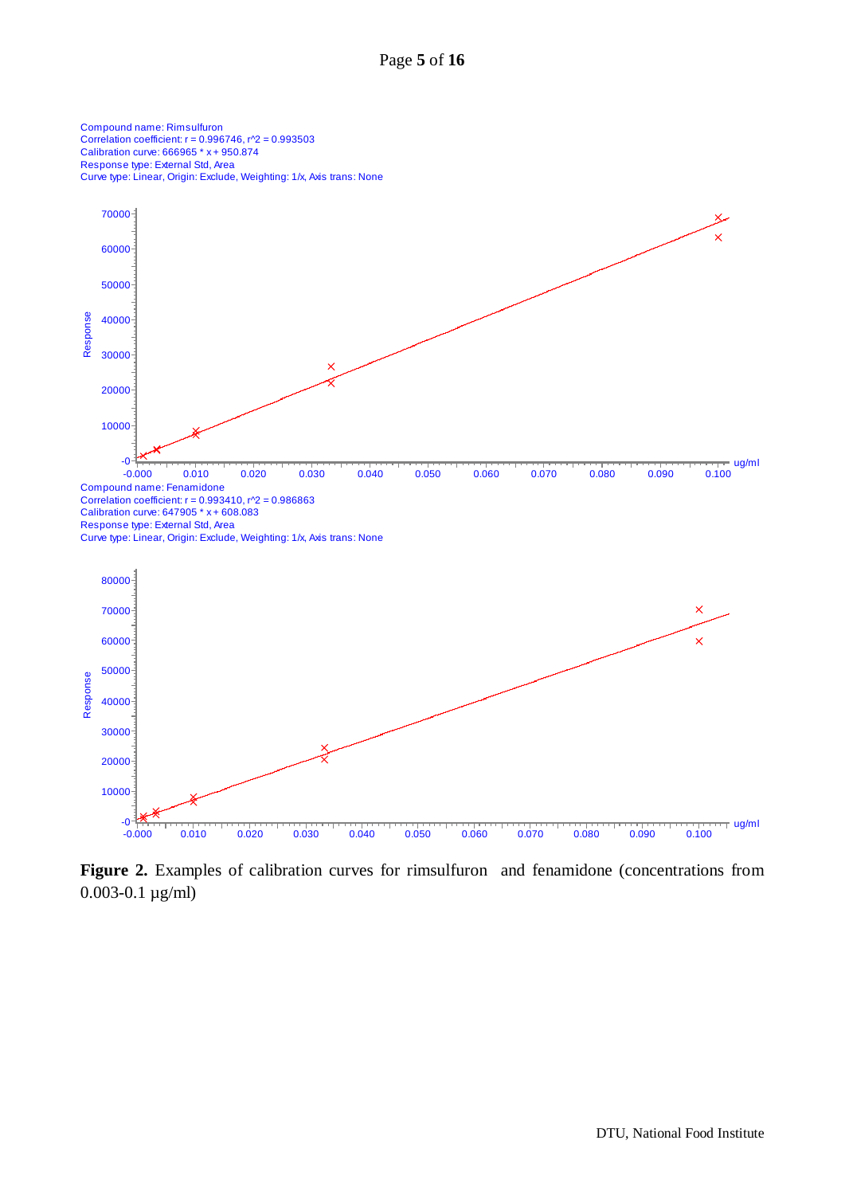Compound name: Rimsulfuron
Correlation coefficient: r = 0.996746, r^2 = 0.993503
Calibration curve: 666965 * x + 950.874
Response type: External Std, Area
Curve type: Linear, Origin: Exclude, Weighting: 1/x, Axis trans: None

Compound name: Fenamidone
Correlation coefficient: r = 0.993410, r^2 = 0.986863
Calibration curve: 647905 * x + 608.083
Response type: External Std, Area
Curve type: Linear, Origin: Exclude, Weighting: 1/x, Axis trans: None

**Figure 2.** Examples of calibration curves for rimsulfuron and fenamidone (concentrations from 0.003-0.1 µg/ml)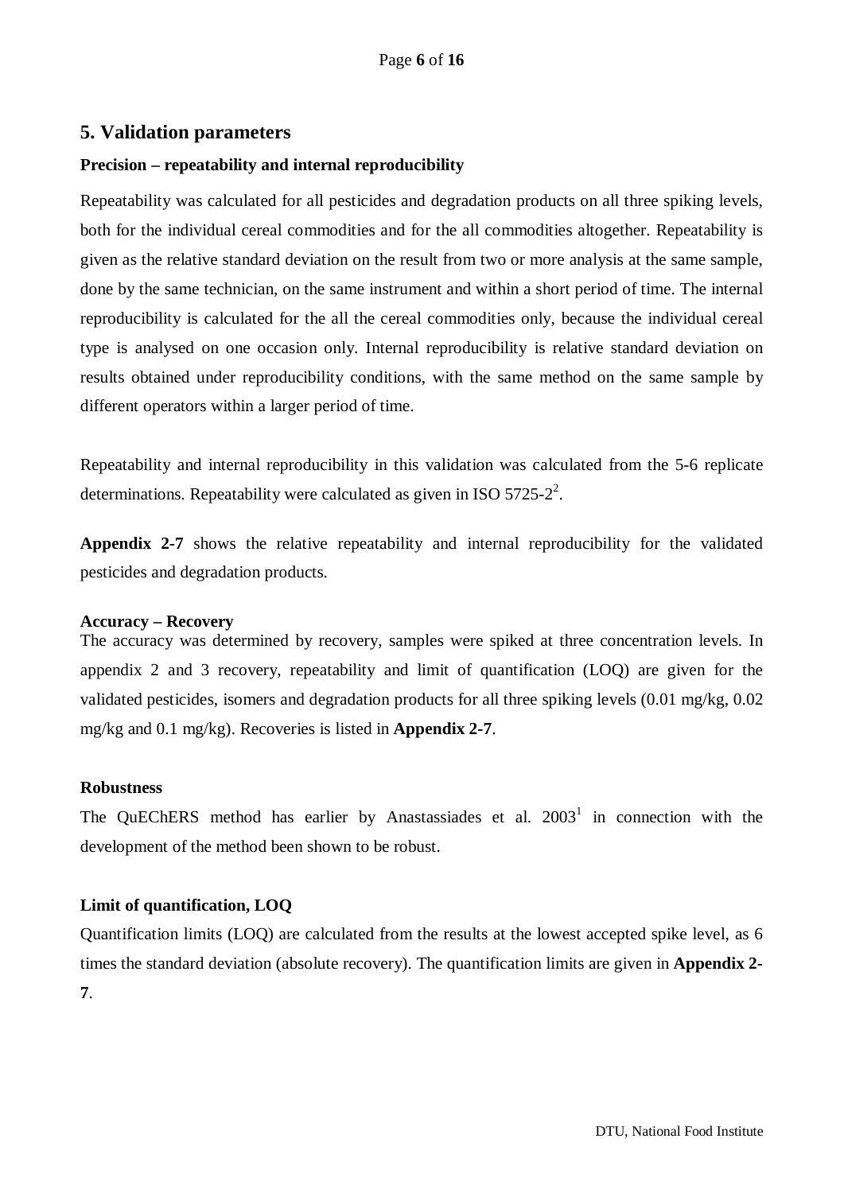## 5. Validation parameters

### Precision – repeatability and internal reproducibility

Repeatability was calculated for all pesticides and degradation products on all three spiking levels, both for the individual cereal commodities and for the all commodities altogether. Repeatability is given as the relative standard deviation on the result from two or more analysis at the same sample, done by the same technician, on the same instrument and within a short period of time. The internal reproducibility is calculated for the all the cereal commodities only, because the individual cereal type is analysed on one occasion only. Internal reproducibility is relative standard deviation on results obtained under reproducibility conditions, with the same method on the same sample by different operators within a larger period of time.

Repeatability and internal reproducibility in this validation was calculated from the 5-6 replicate determinations. Repeatability were calculated as given in ISO 5725-2[2].

**Appendix 2-7** shows the relative repeatability and internal reproducibility for the validated pesticides and degradation products.

### Accuracy – Recovery

The accuracy was determined by recovery, samples were spiked at three concentration levels. In appendix 2 and 3 recovery, repeatability and limit of quantification (LOQ) are given for the validated pesticides, isomers and degradation products for all three spiking levels (0.01 mg/kg, 0.02 mg/kg and 0.1 mg/kg). Recoveries is listed in **Appendix 2-7**.

### Robustness

The QuEChERS method has earlier by Anastassiades et al. 2003[1] in connection with the development of the method been shown to be robust.

### Limit of quantification, LOQ

Quantification limits (LOQ) are calculated from the results at the lowest accepted spike level, as 6 times the standard deviation (absolute recovery). The quantification limits are given in **Appendix 2-7**.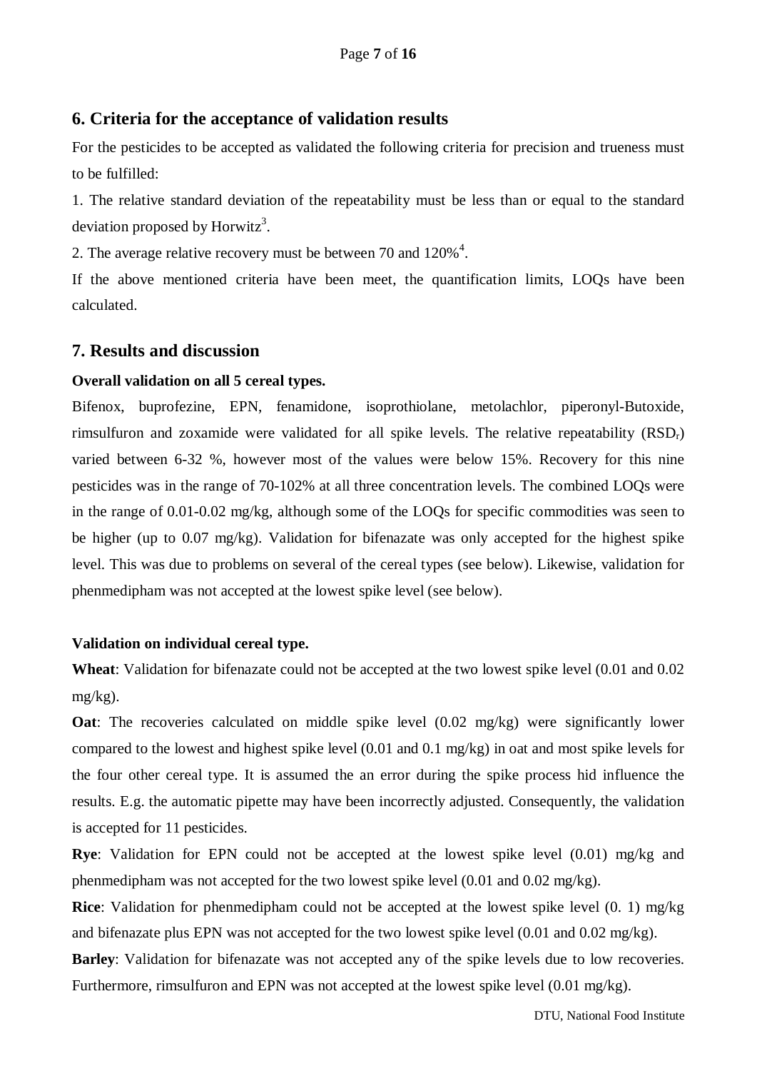## 6. Criteria for the acceptance of validation results

For the pesticides to be accepted as validated the following criteria for precision and trueness must to be fulfilled:

1. The relative standard deviation of the repeatability must be less than or equal to the standard deviation proposed by Horwitz[3].

2. The average relative recovery must be between 70 and 120%[4].

If the above mentioned criteria have been meet, the quantification limits, LOQs have been calculated.

## 7. Results and discussion

**Overall validation on all 5 cereal types.**

Bifenox, buprofezine, EPN, fenamidone, isoprothiolane, metolachlor, piperonyl-Butoxide, rimsulfuron and zoxamide were validated for all spike levels. The relative repeatability ($RSD_r$) varied between 6-32 %, however most of the values were below 15%. Recovery for this nine pesticides was in the range of 70-102% at all three concentration levels. The combined LOQs were in the range of 0.01-0.02 mg/kg, although some of the LOQs for specific commodities was seen to be higher (up to 0.07 mg/kg). Validation for bifenazate was only accepted for the highest spike level. This was due to problems on several of the cereal types (see below). Likewise, validation for phenmedipham was not accepted at the lowest spike level (see below).

**Validation on individual cereal type.**

**Wheat**: Validation for bifenazate could not be accepted at the two lowest spike level (0.01 and 0.02 mg/kg).

**Oat**: The recoveries calculated on middle spike level (0.02 mg/kg) were significantly lower compared to the lowest and highest spike level (0.01 and 0.1 mg/kg) in oat and most spike levels for the four other cereal type. It is assumed the an error during the spike process hid influence the results. E.g. the automatic pipette may have been incorrectly adjusted. Consequently, the validation is accepted for 11 pesticides.

**Rye**: Validation for EPN could not be accepted at the lowest spike level (0.01) mg/kg and phenmedipham was not accepted for the two lowest spike level (0.01 and 0.02 mg/kg).

**Rice**: Validation for phenmedipham could not be accepted at the lowest spike level (0. 1) mg/kg and bifenazate plus EPN was not accepted for the two lowest spike level (0.01 and 0.02 mg/kg).

**Barley**: Validation for bifenazate was not accepted any of the spike levels due to low recoveries. Furthermore, rimsulfuron and EPN was not accepted at the lowest spike level (0.01 mg/kg).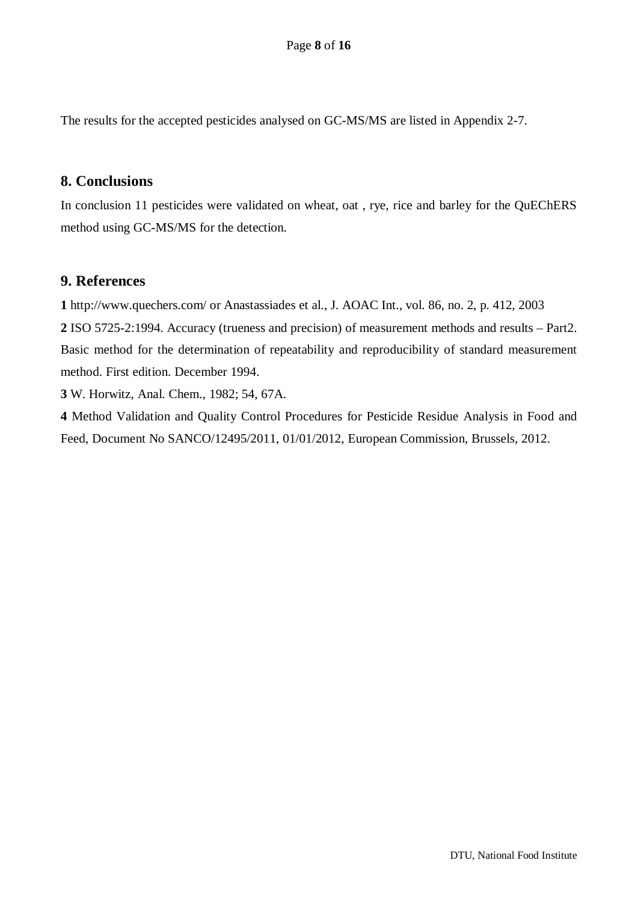The results for the accepted pesticides analysed on GC-MS/MS are listed in Appendix 2-7.

## 8. Conclusions

In conclusion 11 pesticides were validated on wheat, oat , rye, rice and barley for the QuEChERS method using GC-MS/MS for the detection.

## 9. References

**1** http://www.quechers.com/ or Anastassiades et al., J. AOAC Int., vol. 86, no. 2, p. 412, 2003

**2** ISO 5725-2:1994. Accuracy (trueness and precision) of measurement methods and results – Part2. Basic method for the determination of repeatability and reproducibility of standard measurement method. First edition. December 1994.

**3** W. Horwitz, Anal. Chem., 1982; 54, 67A.

**4** Method Validation and Quality Control Procedures for Pesticide Residue Analysis in Food and Feed, Document No SANCO/12495/2011, 01/01/2012, European Commission, Brussels, 2012.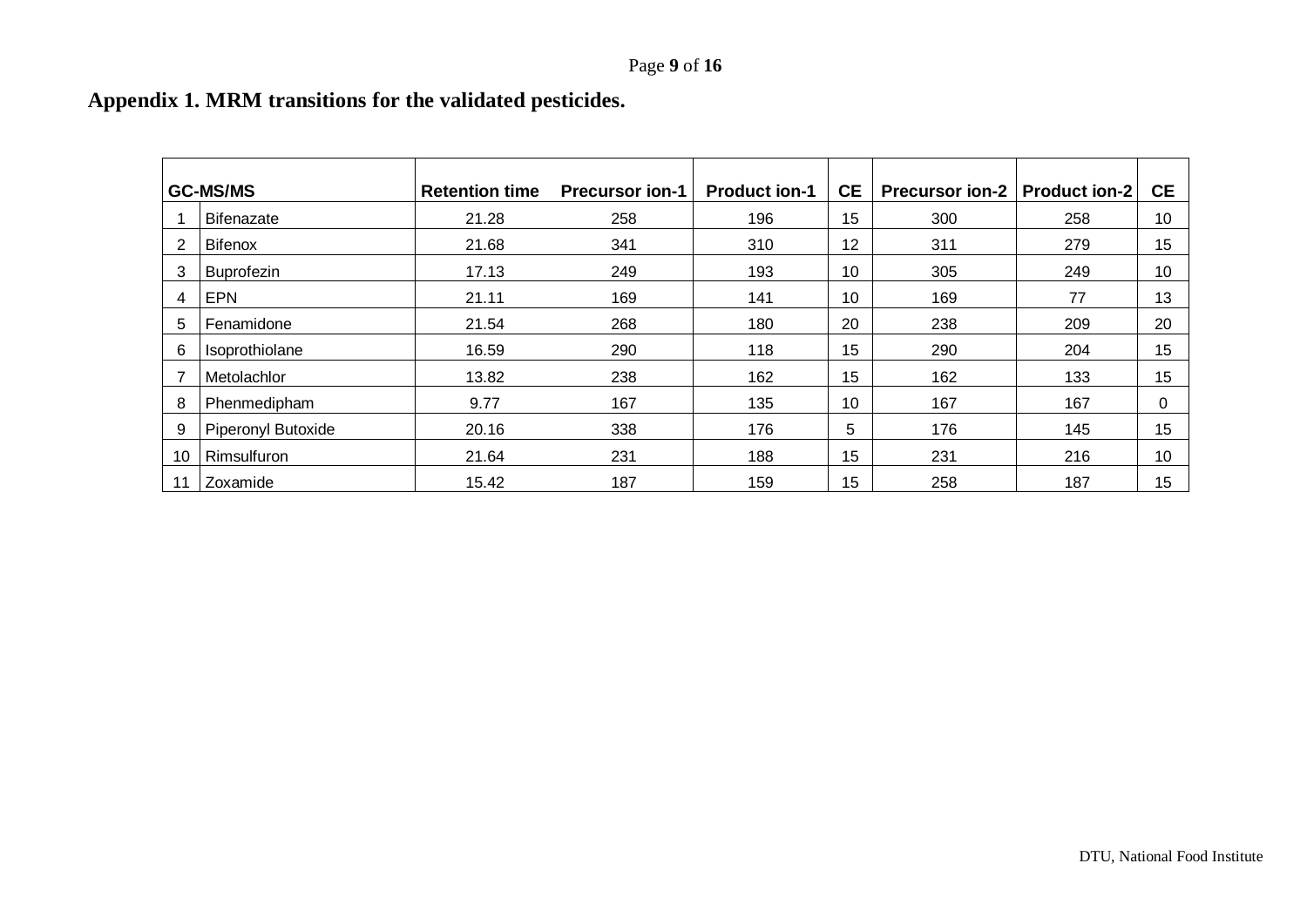## Appendix 1. MRM transitions for the validated pesticides.

| GC-MS/MS | | Retention time | Precursor ion-1 | Product ion-1 | CE | Precursor ion-2 | Product ion-2 | CE |
|---|---|---|---|---|---|---|---|---|
| 1 | Bifenazate | 21.28 | 258 | 196 | 15 | 300 | 258 | 10 |
| 2 | Bifenox | 21.68 | 341 | 310 | 12 | 311 | 279 | 15 |
| 3 | Buprofezin | 17.13 | 249 | 193 | 10 | 305 | 249 | 10 |
| 4 | EPN | 21.11 | 169 | 141 | 10 | 169 | 77 | 13 |
| 5 | Fenamidone | 21.54 | 268 | 180 | 20 | 238 | 209 | 20 |
| 6 | Isoprothiolane | 16.59 | 290 | 118 | 15 | 290 | 204 | 15 |
| 7 | Metolachlor | 13.82 | 238 | 162 | 15 | 162 | 133 | 15 |
| 8 | Phenmedipham | 9.77 | 167 | 135 | 10 | 167 | 167 | 0 |
| 9 | Piperonyl Butoxide | 20.16 | 338 | 176 | 5 | 176 | 145 | 15 |
| 10 | Rimsulfuron | 21.64 | 231 | 188 | 15 | 231 | 216 | 10 |
| 11 | Zoxamide | 15.42 | 187 | 159 | 15 | 258 | 187 | 15 |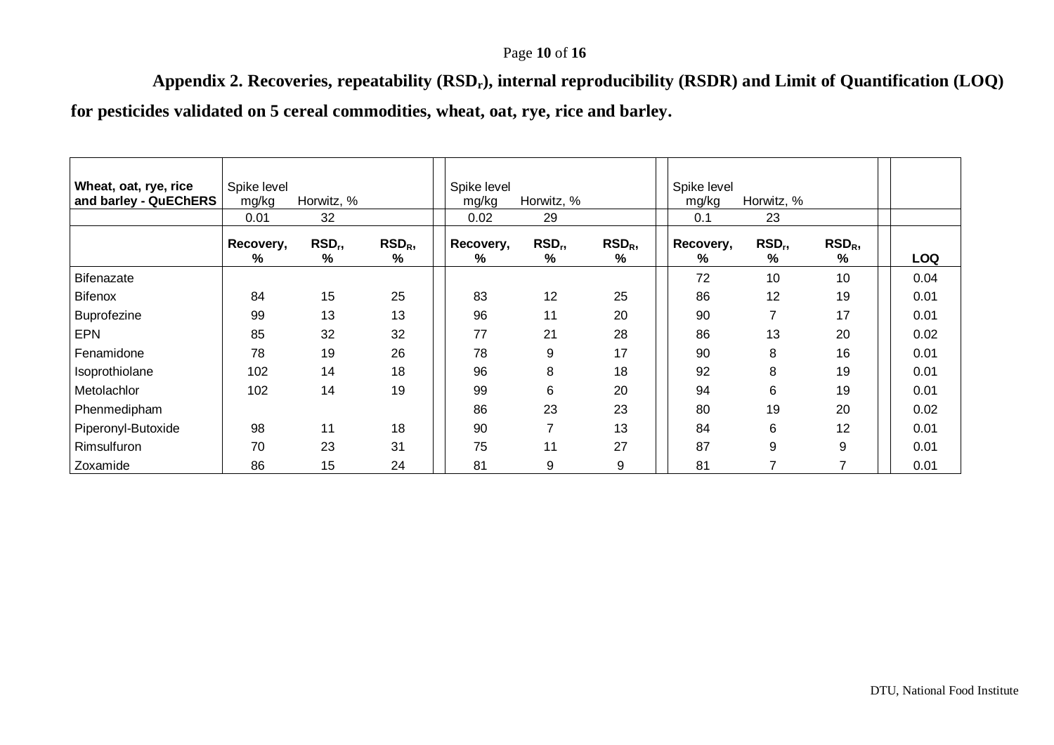**Appendix 2. Recoveries, repeatability ($RSD_r$), internal reproducibility (RSDR) and Limit of Quantification (LOQ) for pesticides validated on 5 cereal commodities, wheat, oat, rye, rice and barley.**

| Wheat, oat, rye, rice and barley - QuEChERS | Spike level mg/kg | Horwitz, % | | Spike level mg/kg | Horwitz, % | | Spike level mg/kg | Horwitz, % | | |
|---|---|---|---|---|---|---|---|---|---|---|
| | 0.01 | 32 | | 0.02 | 29 | | 0.1 | 23 | | |
| | Recovery, % | $RSD_r$, % | $RSD_R$, % | Recovery, % | $RSD_r$, % | $RSD_R$, % | Recovery, % | $RSD_r$, % | $RSD_R$, % | LOQ |
| Bifenazate | | | | | | | 72 | 10 | 10 | 0.04 |
| Bifenox | 84 | 15 | 25 | 83 | 12 | 25 | 86 | 12 | 19 | 0.01 |
| Buprofezine | 99 | 13 | 13 | 96 | 11 | 20 | 90 | 7 | 17 | 0.01 |
| EPN | 85 | 32 | 32 | 77 | 21 | 28 | 86 | 13 | 20 | 0.02 |
| Fenamidone | 78 | 19 | 26 | 78 | 9 | 17 | 90 | 8 | 16 | 0.01 |
| Isoprothiolane | 102 | 14 | 18 | 96 | 8 | 18 | 92 | 8 | 19 | 0.01 |
| Metolachlor | 102 | 14 | 19 | 99 | 6 | 20 | 94 | 6 | 19 | 0.01 |
| Phenmedipham | | | | 86 | 23 | 23 | 80 | 19 | 20 | 0.02 |
| Piperonyl-Butoxide | 98 | 11 | 18 | 90 | 7 | 13 | 84 | 6 | 12 | 0.01 |
| Rimsulfuron | 70 | 23 | 31 | 75 | 11 | 27 | 87 | 9 | 9 | 0.01 |
| Zoxamide | 86 | 15 | 24 | 81 | 9 | 9 | 81 | 7 | 7 | 0.01 |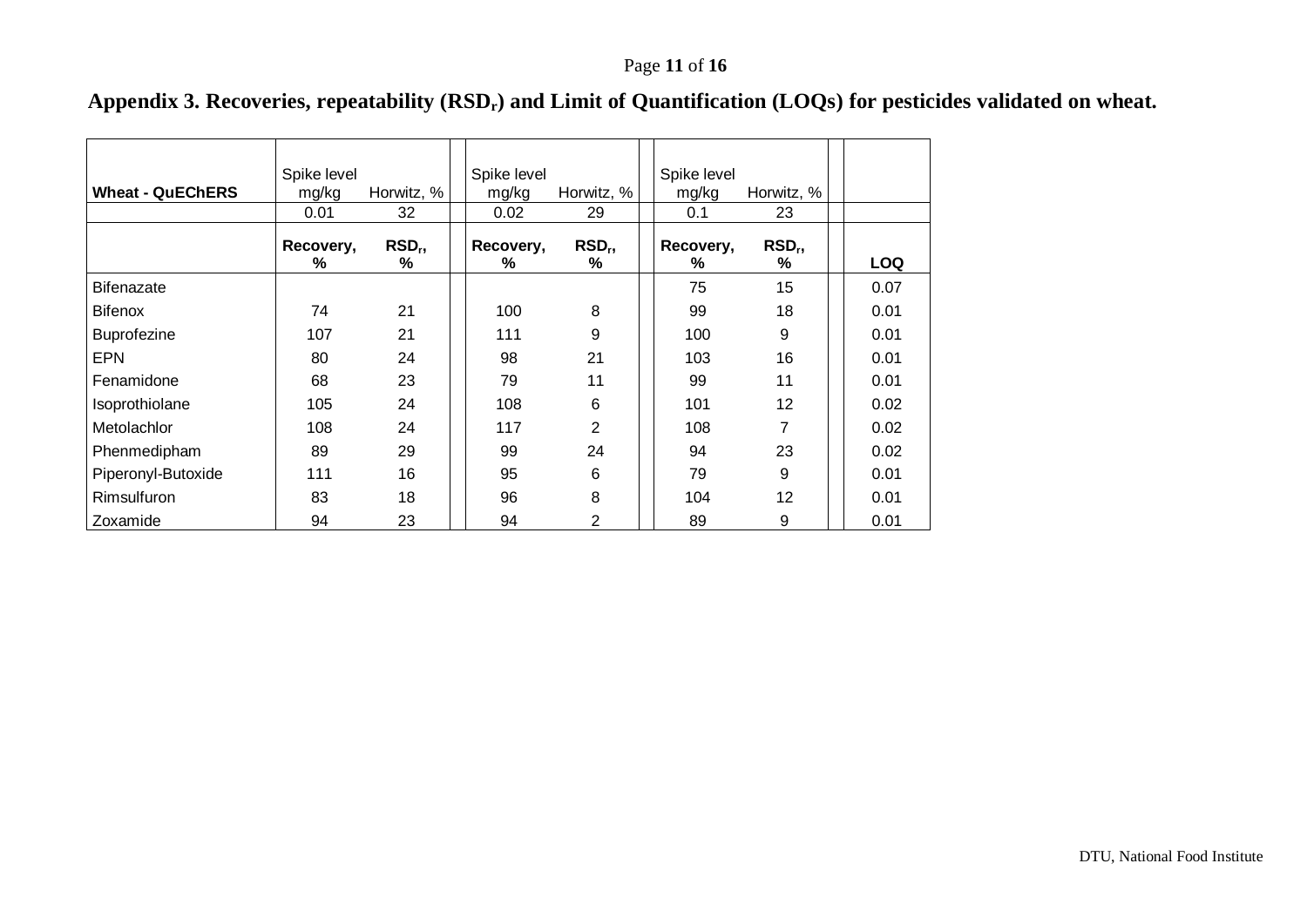## Appendix 3. Recoveries, repeatability ($RSD_r$) and Limit of Quantification (LOQs) for pesticides validated on wheat.

| Wheat - QuEChERS | Spike level mg/kg | Horwitz, % | Spike level mg/kg | Horwitz, % | Spike level mg/kg | Horwitz, % | |
|---|---|---|---|---|---|---|---|
| | 0.01 | 32 | 0.02 | 29 | 0.1 | 23 | |
| | Recovery, % | $RSD_r$, % | Recovery, % | $RSD_r$, % | Recovery, % | $RSD_r$, % | LOQ |
| Bifenazate | | | | | 75 | 15 | 0.07 |
| Bifenox | 74 | 21 | 100 | 8 | 99 | 18 | 0.01 |
| Buprofezine | 107 | 21 | 111 | 9 | 100 | 9 | 0.01 |
| EPN | 80 | 24 | 98 | 21 | 103 | 16 | 0.01 |
| Fenamidone | 68 | 23 | 79 | 11 | 99 | 11 | 0.01 |
| Isoprothiolane | 105 | 24 | 108 | 6 | 101 | 12 | 0.02 |
| Metolachlor | 108 | 24 | 117 | 2 | 108 | 7 | 0.02 |
| Phenmedipham | 89 | 29 | 99 | 24 | 94 | 23 | 0.02 |
| Piperonyl-Butoxide | 111 | 16 | 95 | 6 | 79 | 9 | 0.01 |
| Rimsulfuron | 83 | 18 | 96 | 8 | 104 | 12 | 0.01 |
| Zoxamide | 94 | 23 | 94 | 2 | 89 | 9 | 0.01 |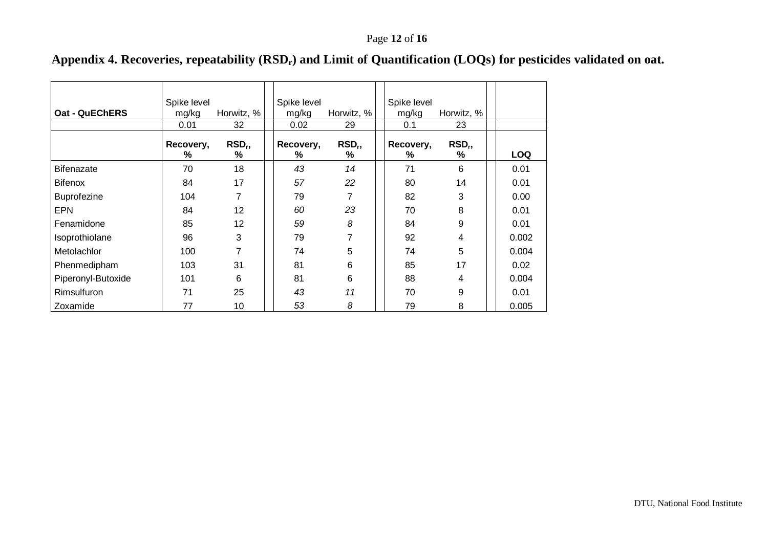## Appendix 4. Recoveries, repeatability ($RSD_r$) and Limit of Quantification (LOQs) for pesticides validated on oat.

| Oat - QuEChERS | Spike level mg/kg | Horwitz, % | Spike level mg/kg | Horwitz, % | Spike level mg/kg | Horwitz, % | |
|---|---|---|---|---|---|---|---|
| | 0.01 | 32 | 0.02 | 29 | 0.1 | 23 | |
| | **Recovery, %** | **$RSD_r$, %** | **Recovery, %** | **$RSD_r$, %** | **Recovery, %** | **$RSD_r$, %** | **LOQ** |
| Bifenazate | 70 | 18 | *43* | *14* | 71 | 6 | 0.01 |
| Bifenox | 84 | 17 | *57* | *22* | 80 | 14 | 0.01 |
| Buprofezine | 104 | 7 | 79 | 7 | 82 | 3 | 0.00 |
| EPN | 84 | 12 | *60* | *23* | 70 | 8 | 0.01 |
| Fenamidone | 85 | 12 | *59* | *8* | 84 | 9 | 0.01 |
| Isoprothiolane | 96 | 3 | 79 | 7 | 92 | 4 | 0.002 |
| Metolachlor | 100 | 7 | 74 | 5 | 74 | 5 | 0.004 |
| Phenmedipham | 103 | 31 | 81 | 6 | 85 | 17 | 0.02 |
| Piperonyl-Butoxide | 101 | 6 | 81 | 6 | 88 | 4 | 0.004 |
| Rimsulfuron | 71 | 25 | *43* | *11* | 70 | 9 | 0.01 |
| Zoxamide | 77 | 10 | *53* | *8* | 79 | 8 | 0.005 |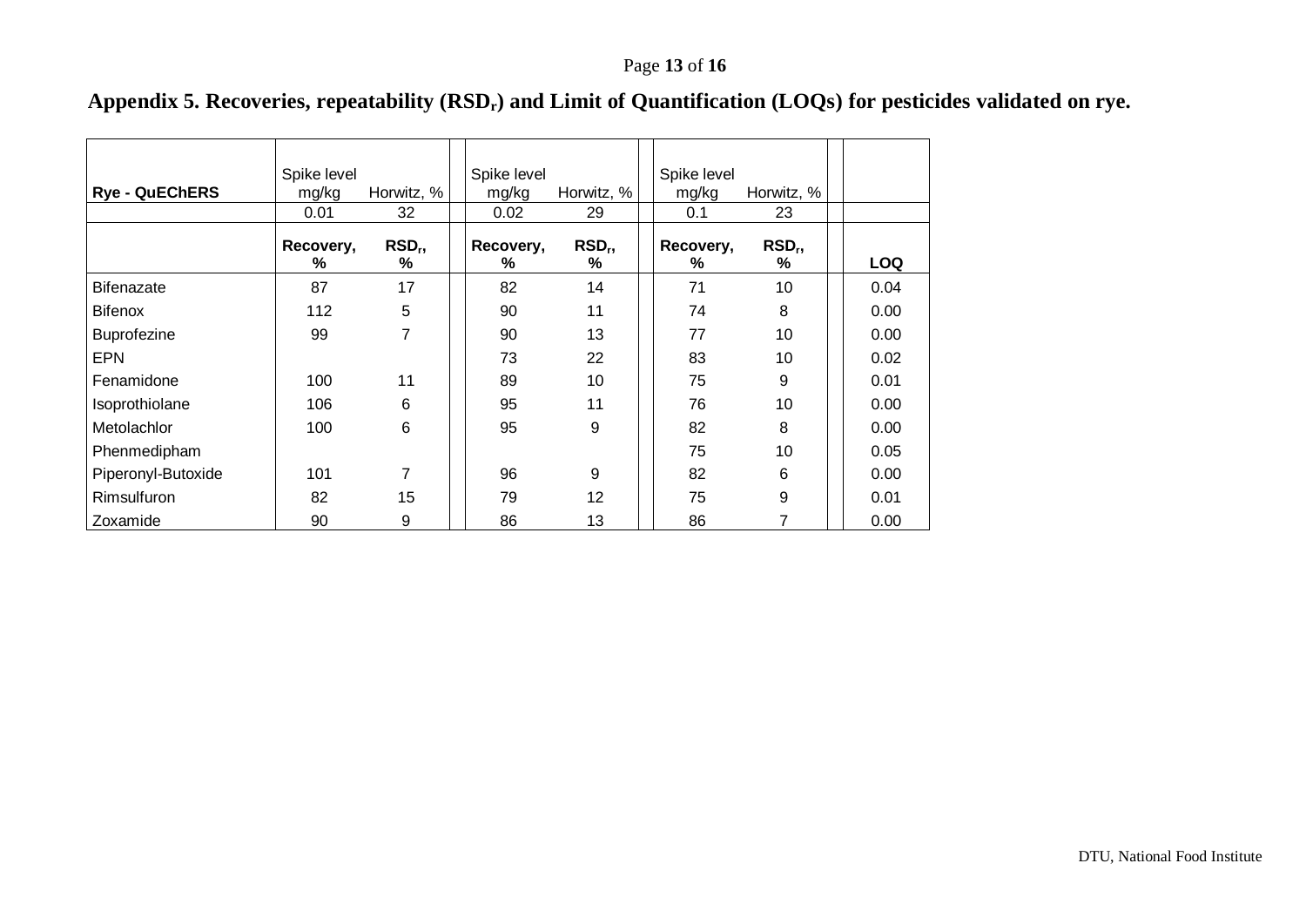## Appendix 5. Recoveries, repeatability ($RSD_r$) and Limit of Quantification (LOQs) for pesticides validated on rye.

| **Rye - QuEChERS** | Spike level mg/kg | Horwitz, % | Spike level mg/kg | Horwitz, % | Spike level mg/kg | Horwitz, % | |
|---|---|---|---|---|---|---|---|
| | 0.01 | 32 | 0.02 | 29 | 0.1 | 23 | |
| | **Recovery, %** | **$RSD_r$, %** | **Recovery, %** | **$RSD_r$, %** | **Recovery, %** | **$RSD_r$, %** | **LOQ** |
| Bifenazate | 87 | 17 | 82 | 14 | 71 | 10 | 0.04 |
| Bifenox | 112 | 5 | 90 | 11 | 74 | 8 | 0.00 |
| Buprofezine | 99 | 7 | 90 | 13 | 77 | 10 | 0.00 |
| EPN | | | 73 | 22 | 83 | 10 | 0.02 |
| Fenamidone | 100 | 11 | 89 | 10 | 75 | 9 | 0.01 |
| Isoprothiolane | 106 | 6 | 95 | 11 | 76 | 10 | 0.00 |
| Metolachlor | 100 | 6 | 95 | 9 | 82 | 8 | 0.00 |
| Phenmedipham | | | | | 75 | 10 | 0.05 |
| Piperonyl-Butoxide | 101 | 7 | 96 | 9 | 82 | 6 | 0.00 |
| Rimsulfuron | 82 | 15 | 79 | 12 | 75 | 9 | 0.01 |
| Zoxamide | 90 | 9 | 86 | 13 | 86 | 7 | 0.00 |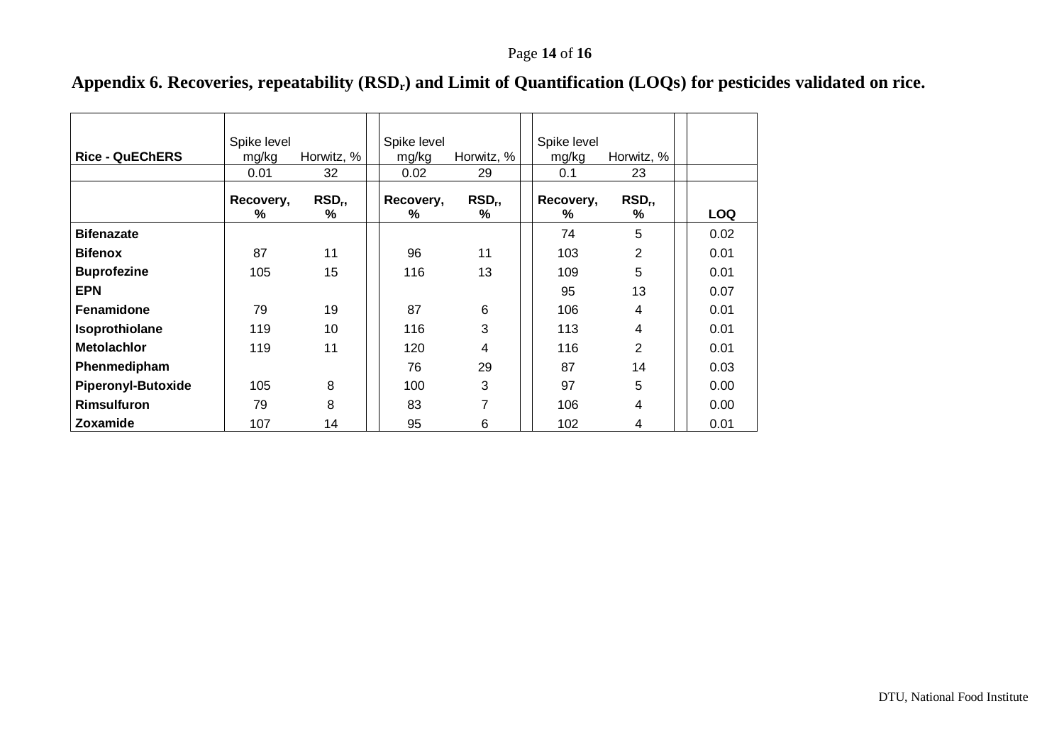**Appendix 6. Recoveries, repeatability ($RSD_r$) and Limit of Quantification (LOQs) for pesticides validated on rice.**

| Rice - QuEChERS | Spike level mg/kg | Horwitz, % | Spike level mg/kg | Horwitz, % | Spike level mg/kg | Horwitz, % | |
|---|---|---|---|---|---|---|---|
| | 0.01 | 32 | 0.02 | 29 | 0.1 | 23 | |
| | **Recovery, %** | **$RSD_r$, %** | **Recovery, %** | **$RSD_r$, %** | **Recovery, %** | **$RSD_r$, %** | **LOQ** |
| **Bifenazate** | | | | | 74 | 5 | 0.02 |
| **Bifenox** | 87 | 11 | 96 | 11 | 103 | 2 | 0.01 |
| **Buprofezine** | 105 | 15 | 116 | 13 | 109 | 5 | 0.01 |
| **EPN** | | | | | 95 | 13 | 0.07 |
| **Fenamidone** | 79 | 19 | 87 | 6 | 106 | 4 | 0.01 |
| **Isoprothiolane** | 119 | 10 | 116 | 3 | 113 | 4 | 0.01 |
| **Metolachlor** | 119 | 11 | 120 | 4 | 116 | 2 | 0.01 |
| **Phenmedipham** | | | 76 | 29 | 87 | 14 | 0.03 |
| **Piperonyl-Butoxide** | 105 | 8 | 100 | 3 | 97 | 5 | 0.00 |
| **Rimsulfuron** | 79 | 8 | 83 | 7 | 106 | 4 | 0.00 |
| **Zoxamide** | 107 | 14 | 95 | 6 | 102 | 4 | 0.01 |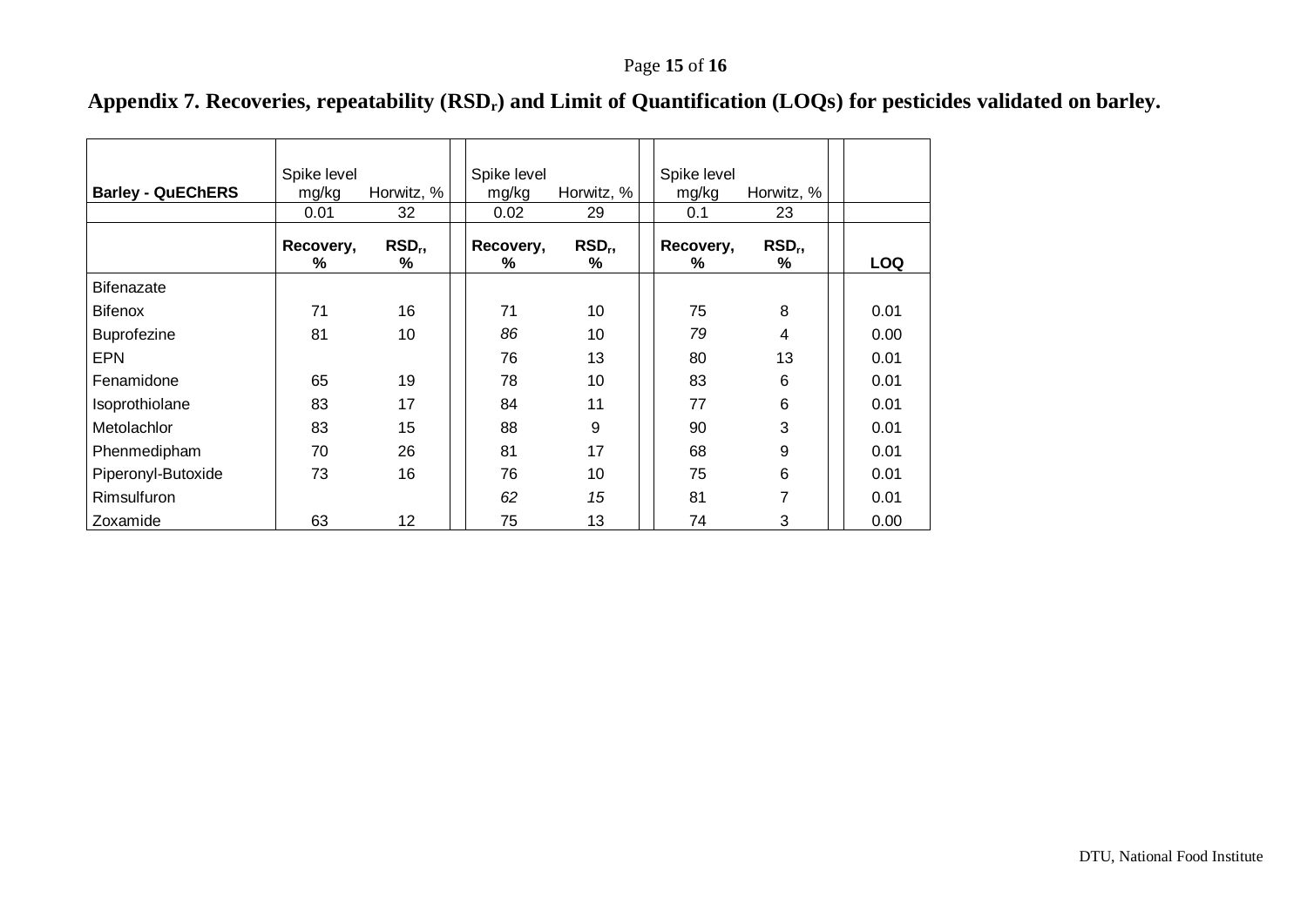# Appendix 7. Recoveries, repeatability ($RSD_r$) and Limit of Quantification (LOQs) for pesticides validated on barley.

| Barley - QuEChERS | Spike level mg/kg | Horwitz, % | | Spike level mg/kg | Horwitz, % | | Spike level mg/kg | Horwitz, % | | |
|---|---|---|---|---|---|---|---|---|---|---|
| | 0.01 | 32 | | 0.02 | 29 | | 0.1 | 23 | | |
| | **Recovery, %** | **$RSD_r$, %** | | **Recovery, %** | **$RSD_r$, %** | | **Recovery, %** | **$RSD_r$, %** | | **LOQ** |
| Bifenazate | | | | | | | | | | |
| Bifenox | 71 | 16 | | 71 | 10 | | 75 | 8 | | 0.01 |
| Buprofezine | 81 | 10 | | *86* | 10 | | *79* | 4 | | 0.00 |
| EPN | | | | 76 | 13 | | 80 | 13 | | 0.01 |
| Fenamidone | 65 | 19 | | 78 | 10 | | 83 | 6 | | 0.01 |
| Isoprothiolane | 83 | 17 | | 84 | 11 | | 77 | 6 | | 0.01 |
| Metolachlor | 83 | 15 | | 88 | 9 | | 90 | 3 | | 0.01 |
| Phenmedipham | 70 | 26 | | 81 | 17 | | 68 | 9 | | 0.01 |
| Piperonyl-Butoxide | 73 | 16 | | 76 | 10 | | 75 | 6 | | 0.01 |
| Rimsulfuron | | | | *62* | *15* | | 81 | 7 | | 0.01 |
| Zoxamide | 63 | 12 | | 75 | 13 | | 74 | 3 | | 0.00 |

DTU, National Food Institute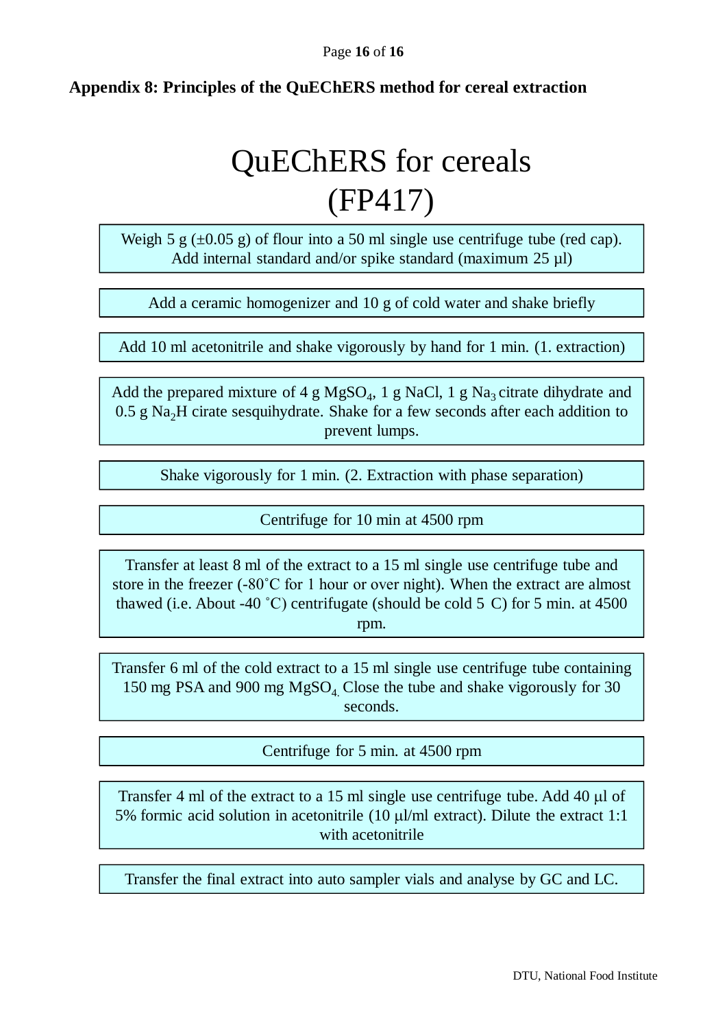**Appendix 8: Principles of the QuEChERS method for cereal extraction**

# QuEChERS for cereals (FP417)

Weigh 5 g (±0.05 g) of flour into a 50 ml single use centrifuge tube (red cap). Add internal standard and/or spike standard (maximum 25 µl)

Add a ceramic homogenizer and 10 g of cold water and shake briefly

Add 10 ml acetonitrile and shake vigorously by hand for 1 min. (1. extraction)

Add the prepared mixture of 4 g $MgSO_4$, 1 g NaCl, 1 g $Na_3$ citrate dihydrate and 0.5 g $Na_2H$ cirate sesquihydrate. Shake for a few seconds after each addition to prevent lumps.

Shake vigorously for 1 min. (2. Extraction with phase separation)

Centrifuge for 10 min at 4500 rpm

Transfer at least 8 ml of the extract to a 15 ml single use centrifuge tube and store in the freezer (-80˚C for 1 hour or over night). When the extract are almost thawed (i.e. About -40 ˚C) centrifugate (should be cold 5 C) for 5 min. at 4500 rpm.

Transfer 6 ml of the cold extract to a 15 ml single use centrifuge tube containing 150 mg PSA and 900 mg $MgSO_4$. Close the tube and shake vigorously for 30 seconds.

Centrifuge for 5 min. at 4500 rpm

Transfer 4 ml of the extract to a 15 ml single use centrifuge tube. Add 40 µl of 5% formic acid solution in acetonitrile (10 µl/ml extract). Dilute the extract 1:1 with acetonitrile

Transfer the final extract into auto sampler vials and analyse by GC and LC.

DTU, National Food Institute